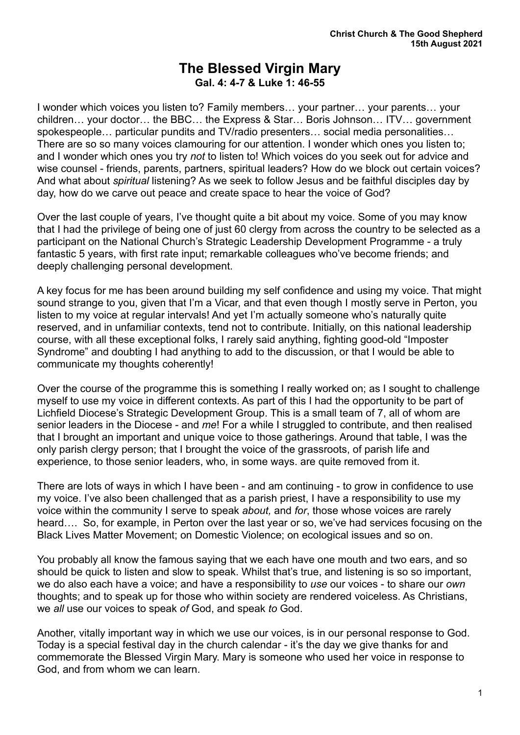**Christ Church & The Good Shepherd**
**15th August 2021**

# The Blessed Virgin Mary

**Gal. 4: 4-7 & Luke 1: 46-55**

I wonder which voices you listen to? Family members… your partner… your parents… your children… your doctor… the BBC… the Express & Star… Boris Johnson… ITV… government spokespeople… particular pundits and TV/radio presenters… social media personalities… There are so so many voices clamouring for our attention. I wonder which ones you listen to; and I wonder which ones you try *not* to listen to! Which voices do you seek out for advice and wise counsel - friends, parents, partners, spiritual leaders? How do we block out certain voices? And what about *spiritual* listening? As we seek to follow Jesus and be faithful disciples day by day, how do we carve out peace and create space to hear the voice of God?

Over the last couple of years, I've thought quite a bit about my voice. Some of you may know that I had the privilege of being one of just 60 clergy from across the country to be selected as a participant on the National Church's Strategic Leadership Development Programme - a truly fantastic 5 years, with first rate input; remarkable colleagues who've become friends; and deeply challenging personal development.

A key focus for me has been around building my self confidence and using my voice. That might sound strange to you, given that I'm a Vicar, and that even though I mostly serve in Perton, you listen to my voice at regular intervals! And yet I'm actually someone who's naturally quite reserved, and in unfamiliar contexts, tend not to contribute. Initially, on this national leadership course, with all these exceptional folks, I rarely said anything, fighting good-old "Imposter Syndrome" and doubting I had anything to add to the discussion, or that I would be able to communicate my thoughts coherently!

Over the course of the programme this is something I really worked on; as I sought to challenge myself to use my voice in different contexts. As part of this I had the opportunity to be part of Lichfield Diocese's Strategic Development Group. This is a small team of 7, all of whom are senior leaders in the Diocese - and *me*! For a while I struggled to contribute, and then realised that I brought an important and unique voice to those gatherings. Around that table, I was the only parish clergy person; that I brought the voice of the grassroots, of parish life and experience, to those senior leaders, who, in some ways. are quite removed from it.

There are lots of ways in which I have been - and am continuing - to grow in confidence to use my voice. I've also been challenged that as a parish priest, I have a responsibility to use my voice within the community I serve to speak *about,* and *for*, those whose voices are rarely heard…. So, for example, in Perton over the last year or so, we've had services focusing on the Black Lives Matter Movement; on Domestic Violence; on ecological issues and so on.

You probably all know the famous saying that we each have one mouth and two ears, and so should be quick to listen and slow to speak. Whilst that's true, and listening is so so important, we do also each have a voice; and have a responsibility to *use* our voices - to share our *own* thoughts; and to speak up for those who within society are rendered voiceless. As Christians, we *all* use our voices to speak *of* God, and speak *to* God.

Another, vitally important way in which we use our voices, is in our personal response to God. Today is a special festival day in the church calendar - it's the day we give thanks for and commemorate the Blessed Virgin Mary. Mary is someone who used her voice in response to God, and from whom we can learn.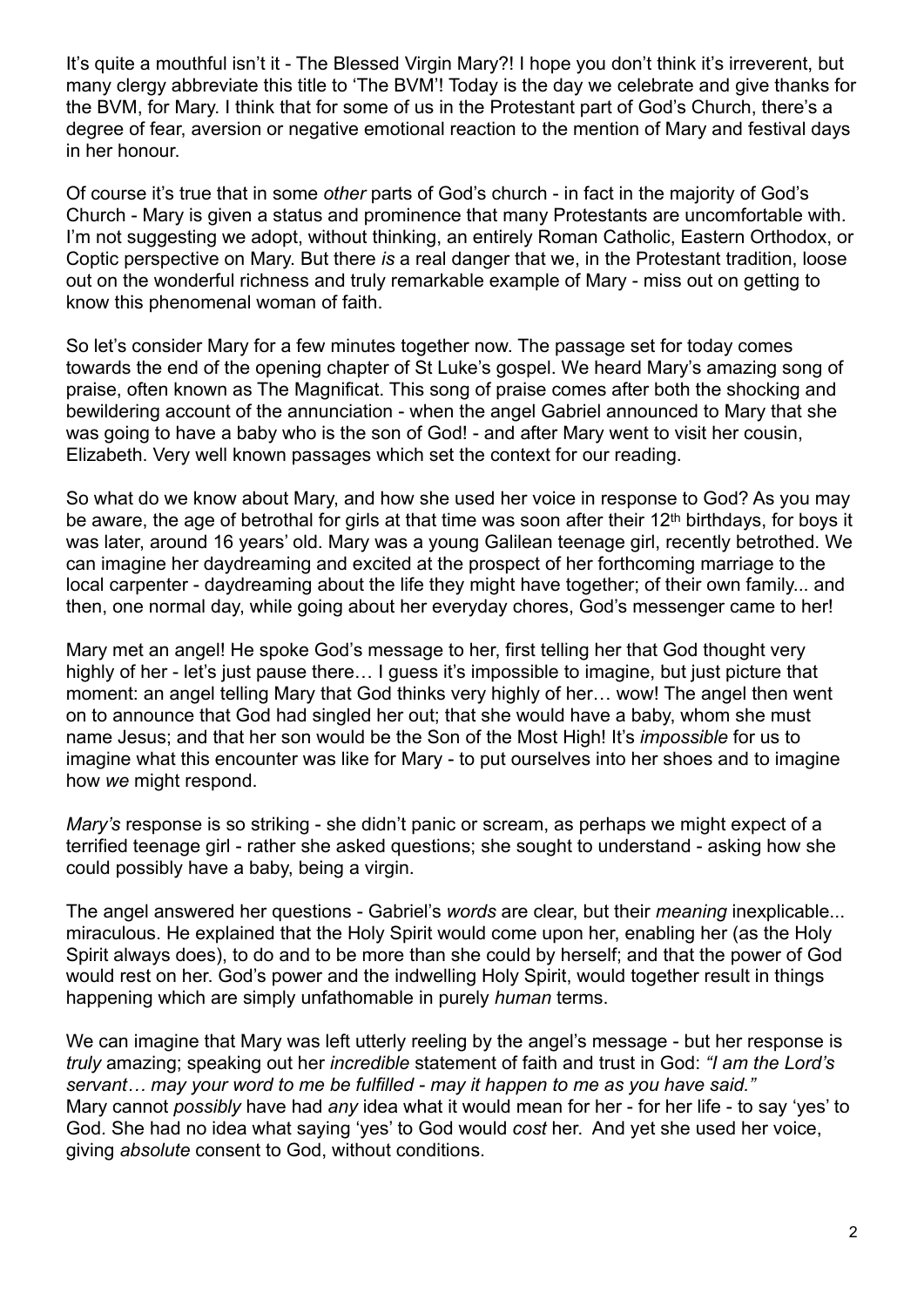It's quite a mouthful isn't it - The Blessed Virgin Mary?! I hope you don't think it's irreverent, but many clergy abbreviate this title to 'The BVM'! Today is the day we celebrate and give thanks for the BVM, for Mary. I think that for some of us in the Protestant part of God's Church, there's a degree of fear, aversion or negative emotional reaction to the mention of Mary and festival days in her honour.

Of course it's true that in some *other* parts of God's church - in fact in the majority of God's Church - Mary is given a status and prominence that many Protestants are uncomfortable with. I'm not suggesting we adopt, without thinking, an entirely Roman Catholic, Eastern Orthodox, or Coptic perspective on Mary. But there *is* a real danger that we, in the Protestant tradition, loose out on the wonderful richness and truly remarkable example of Mary - miss out on getting to know this phenomenal woman of faith.

So let's consider Mary for a few minutes together now. The passage set for today comes towards the end of the opening chapter of St Luke's gospel. We heard Mary's amazing song of praise, often known as The Magnificat. This song of praise comes after both the shocking and bewildering account of the annunciation - when the angel Gabriel announced to Mary that she was going to have a baby who is the son of God! - and after Mary went to visit her cousin, Elizabeth. Very well known passages which set the context for our reading.

So what do we know about Mary, and how she used her voice in response to God? As you may be aware, the age of betrothal for girls at that time was soon after their 12th birthdays, for boys it was later, around 16 years' old. Mary was a young Galilean teenage girl, recently betrothed. We can imagine her daydreaming and excited at the prospect of her forthcoming marriage to the local carpenter - daydreaming about the life they might have together; of their own family... and then, one normal day, while going about her everyday chores, God's messenger came to her!

Mary met an angel! He spoke God's message to her, first telling her that God thought very highly of her - let's just pause there… I guess it's impossible to imagine, but just picture that moment: an angel telling Mary that God thinks very highly of her… wow! The angel then went on to announce that God had singled her out; that she would have a baby, whom she must name Jesus; and that her son would be the Son of the Most High! It's *impossible* for us to imagine what this encounter was like for Mary - to put ourselves into her shoes and to imagine how *we* might respond.

*Mary's* response is so striking - she didn't panic or scream, as perhaps we might expect of a terrified teenage girl - rather she asked questions; she sought to understand - asking how she could possibly have a baby, being a virgin.

The angel answered her questions - Gabriel's *words* are clear, but their *meaning* inexplicable... miraculous. He explained that the Holy Spirit would come upon her, enabling her (as the Holy Spirit always does), to do and to be more than she could by herself; and that the power of God would rest on her. God's power and the indwelling Holy Spirit, would together result in things happening which are simply unfathomable in purely *human* terms.

We can imagine that Mary was left utterly reeling by the angel's message - but her response is *truly* amazing; speaking out her *incredible* statement of faith and trust in God: *"I am the Lord's servant… may your word to me be fulfilled - may it happen to me as you have said."* Mary cannot *possibly* have had *any* idea what it would mean for her - for her life - to say 'yes' to God. She had no idea what saying 'yes' to God would *cost* her. And yet she used her voice, giving *absolute* consent to God, without conditions.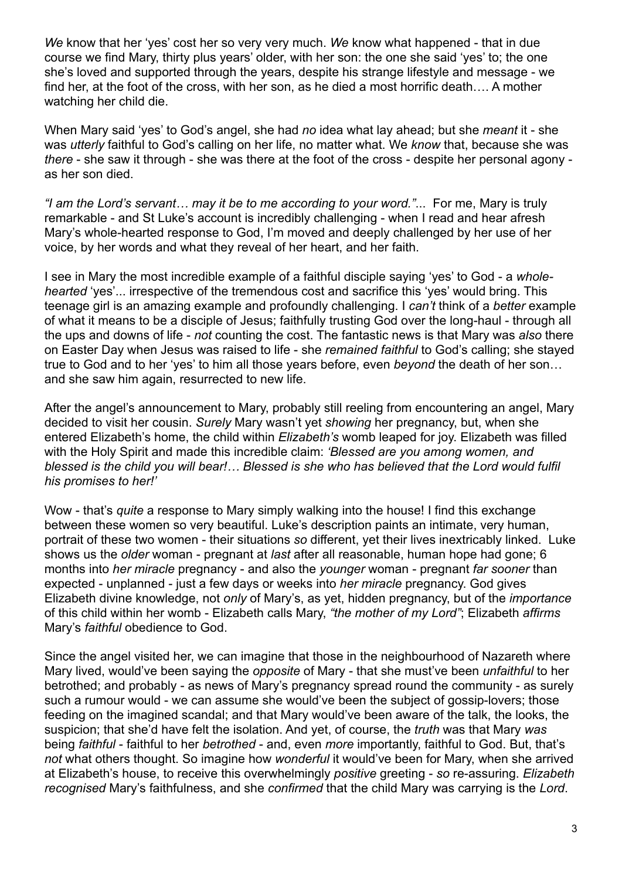*We* know that her 'yes' cost her so very very much. *We* know what happened - that in due course we find Mary, thirty plus years' older, with her son: the one she said 'yes' to; the one she's loved and supported through the years, despite his strange lifestyle and message - we find her, at the foot of the cross, with her son, as he died a most horrific death…. A mother watching her child die.

When Mary said 'yes' to God's angel, she had *no* idea what lay ahead; but she *meant* it - she was *utterly* faithful to God's calling on her life, no matter what. We *know* that, because she was *there* - she saw it through - she was there at the foot of the cross - despite her personal agony - as her son died.

*"I am the Lord's servant… may it be to me according to your word."*... For me, Mary is truly remarkable - and St Luke's account is incredibly challenging - when I read and hear afresh Mary's whole-hearted response to God, I'm moved and deeply challenged by her use of her voice, by her words and what they reveal of her heart, and her faith.

I see in Mary the most incredible example of a faithful disciple saying 'yes' to God - a *whole-hearted* 'yes'... irrespective of the tremendous cost and sacrifice this 'yes' would bring. This teenage girl is an amazing example and profoundly challenging. I *can't* think of a *better* example of what it means to be a disciple of Jesus; faithfully trusting God over the long-haul - through all the ups and downs of life - *not* counting the cost. The fantastic news is that Mary was *also* there on Easter Day when Jesus was raised to life - she *remained faithful* to God's calling; she stayed true to God and to her 'yes' to him all those years before, even *beyond* the death of her son… and she saw him again, resurrected to new life.

After the angel's announcement to Mary, probably still reeling from encountering an angel, Mary decided to visit her cousin. *Surely* Mary wasn't yet *showing* her pregnancy, but, when she entered Elizabeth's home, the child within *Elizabeth's* womb leaped for joy. Elizabeth was filled with the Holy Spirit and made this incredible claim: *'Blessed are you among women, and blessed is the child you will bear!… Blessed is she who has believed that the Lord would fulfil his promises to her!'*

Wow - that's *quite* a response to Mary simply walking into the house! I find this exchange between these women so very beautiful. Luke's description paints an intimate, very human, portrait of these two women - their situations *so* different, yet their lives inextricably linked. Luke shows us the *older* woman - pregnant at *last* after all reasonable, human hope had gone; 6 months into *her miracle* pregnancy - and also the *younger* woman - pregnant *far sooner* than expected - unplanned - just a few days or weeks into *her miracle* pregnancy. God gives Elizabeth divine knowledge, not *only* of Mary's, as yet, hidden pregnancy, but of the *importance* of this child within her womb - Elizabeth calls Mary, *"the mother of my Lord"*; Elizabeth *affirms* Mary's *faithful* obedience to God.

Since the angel visited her, we can imagine that those in the neighbourhood of Nazareth where Mary lived, would've been saying the *opposite* of Mary - that she must've been *unfaithful* to her betrothed; and probably - as news of Mary's pregnancy spread round the community - as surely such a rumour would - we can assume she would've been the subject of gossip-lovers; those feeding on the imagined scandal; and that Mary would've been aware of the talk, the looks, the suspicion; that she'd have felt the isolation. And yet, of course, the *truth* was that Mary *was* being *faithful* - faithful to her *betrothed* - and, even *more* importantly, faithful to God. But, that's *not* what others thought. So imagine how *wonderful* it would've been for Mary, when she arrived at Elizabeth's house, to receive this overwhelmingly *positive* greeting - *so* re-assuring. *Elizabeth recognised* Mary's faithfulness, and she *confirmed* that the child Mary was carrying is the *Lord*.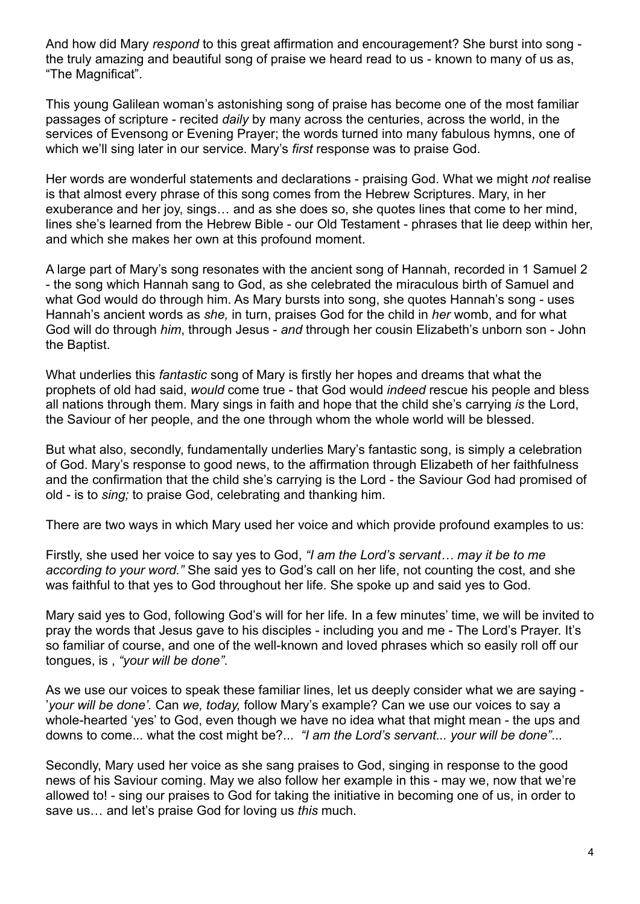And how did Mary *respond* to this great affirmation and encouragement? She burst into song - the truly amazing and beautiful song of praise we heard read to us - known to many of us as, "The Magnificat".

This young Galilean woman's astonishing song of praise has become one of the most familiar passages of scripture - recited *daily* by many across the centuries, across the world, in the services of Evensong or Evening Prayer; the words turned into many fabulous hymns, one of which we'll sing later in our service. Mary's *first* response was to praise God.

Her words are wonderful statements and declarations - praising God. What we might *not* realise is that almost every phrase of this song comes from the Hebrew Scriptures. Mary, in her exuberance and her joy, sings… and as she does so, she quotes lines that come to her mind, lines she's learned from the Hebrew Bible - our Old Testament - phrases that lie deep within her, and which she makes her own at this profound moment.

A large part of Mary's song resonates with the ancient song of Hannah, recorded in 1 Samuel 2 - the song which Hannah sang to God, as she celebrated the miraculous birth of Samuel and what God would do through him. As Mary bursts into song, she quotes Hannah's song - uses Hannah's ancient words as *she,* in turn, praises God for the child in *her* womb, and for what God will do through *him*, through Jesus - *and* through her cousin Elizabeth's unborn son - John the Baptist.

What underlies this *fantastic* song of Mary is firstly her hopes and dreams that what the prophets of old had said, *would* come true - that God would *indeed* rescue his people and bless all nations through them. Mary sings in faith and hope that the child she's carrying *is* the Lord, the Saviour of her people, and the one through whom the whole world will be blessed.

But what also, secondly, fundamentally underlies Mary's fantastic song, is simply a celebration of God. Mary's response to good news, to the affirmation through Elizabeth of her faithfulness and the confirmation that the child she's carrying is the Lord - the Saviour God had promised of old - is to *sing;* to praise God, celebrating and thanking him.

There are two ways in which Mary used her voice and which provide profound examples to us:

Firstly, she used her voice to say yes to God, *"I am the Lord's servant… may it be to me according to your word."* She said yes to God's call on her life, not counting the cost, and she was faithful to that yes to God throughout her life. She spoke up and said yes to God.

Mary said yes to God, following God's will for her life. In a few minutes' time, we will be invited to pray the words that Jesus gave to his disciples - including you and me - The Lord's Prayer. It's so familiar of course, and one of the well-known and loved phrases which so easily roll off our tongues, is , *"your will be done"*.

As we use our voices to speak these familiar lines, let us deeply consider what we are saying - '*your will be done'.* Can *we, today,* follow Mary's example? Can we use our voices to say a whole-hearted 'yes' to God, even though we have no idea what that might mean - the ups and downs to come... what the cost might be?... *"I am the Lord's servant... your will be done"*...

Secondly, Mary used her voice as she sang praises to God, singing in response to the good news of his Saviour coming. May we also follow her example in this - may we, now that we're allowed to! - sing our praises to God for taking the initiative in becoming one of us, in order to save us… and let's praise God for loving us *this* much.